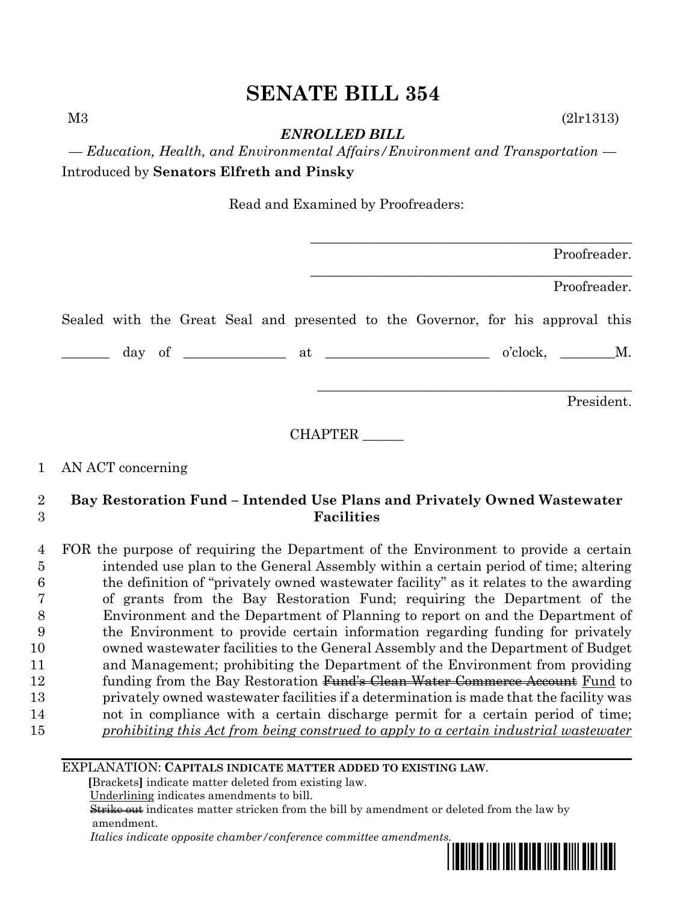# SENATE BILL 354

M3 (2lr1313)

***ENROLLED BILL***

*— Education, Health, and Environmental Affairs/Environment and Transportation —*

Introduced by **Senators Elfreth and Pinsky**

Read and Examined by Proofreaders:

_______________________________________________ Proofreader.

_______________________________________________ Proofreader.

Sealed with the Great Seal and presented to the Governor, for his approval this

_______ day of ______________ at ________________________ o'clock, ________M.

_______________________________________________ President.

CHAPTER ______

1 AN ACT concerning

2 **Bay Restoration Fund – Intended Use Plans and Privately Owned Wastewater**
3 **Facilities**

4 FOR the purpose of requiring the Department of the Environment to provide a certain
5 intended use plan to the General Assembly within a certain period of time; altering
6 the definition of "privately owned wastewater facility" as it relates to the awarding
7 of grants from the Bay Restoration Fund; requiring the Department of the
8 Environment and the Department of Planning to report on and the Department of
9 the Environment to provide certain information regarding funding for privately
10 owned wastewater facilities to the General Assembly and the Department of Budget
11 and Management; prohibiting the Department of the Environment from providing
12 funding from the Bay Restoration ~~Fund's Clean Water Commerce Account~~ <u>Fund</u> to
13 privately owned wastewater facilities if a determination is made that the facility was
14 not in compliance with a certain discharge permit for a certain period of time;
15 <u>*prohibiting this Act from being construed to apply to a certain industrial wastewater*</u>

EXPLANATION: **CAPITALS INDICATE MATTER ADDED TO EXISTING LAW**.

**[**Brackets**]** indicate matter deleted from existing law.

<u>Underlining</u> indicates amendments to bill.

~~Strike out~~ indicates matter stricken from the bill by amendment or deleted from the law by amendment.

*Italics indicate opposite chamber/conference committee amendments.*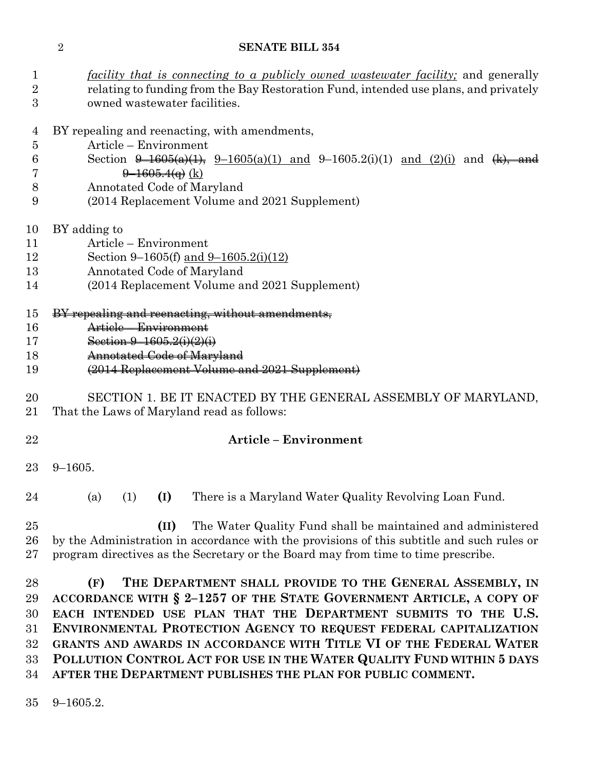*facility that is connecting to a publicly owned wastewater facility;* and generally relating to funding from the Bay Restoration Fund, intended use plans, and privately owned wastewater facilities.

BY repealing and reenacting, with amendments,
Article – Environment
Section ~~9–1605(a)(1),~~ 9–1605(a)(1) and 9–1605.2(i)(1) and (2)(i) and ~~(k), and 9–1605.4(q)~~ (k)
Annotated Code of Maryland
(2014 Replacement Volume and 2021 Supplement)

BY adding to
Article – Environment
Section 9–1605(f) and 9–1605.2(i)(12)
Annotated Code of Maryland
(2014 Replacement Volume and 2021 Supplement)

~~BY repealing and reenacting, without amendments,~~
~~Article – Environment~~
~~Section 9–1605.2(i)(2)(i)~~
~~Annotated Code of Maryland~~
~~(2014 Replacement Volume and 2021 Supplement)~~

SECTION 1. BE IT ENACTED BY THE GENERAL ASSEMBLY OF MARYLAND, That the Laws of Maryland read as follows:

**Article – Environment**

9–1605.

(a) (1) **(I)** There is a Maryland Water Quality Revolving Loan Fund.

**(II)** The Water Quality Fund shall be maintained and administered by the Administration in accordance with the provisions of this subtitle and such rules or program directives as the Secretary or the Board may from time to time prescribe.

**(F) THE DEPARTMENT SHALL PROVIDE TO THE GENERAL ASSEMBLY, IN ACCORDANCE WITH § 2–1257 OF THE STATE GOVERNMENT ARTICLE, A COPY OF EACH INTENDED USE PLAN THAT THE DEPARTMENT SUBMITS TO THE U.S. ENVIRONMENTAL PROTECTION AGENCY TO REQUEST FEDERAL CAPITALIZATION GRANTS AND AWARDS IN ACCORDANCE WITH TITLE VI OF THE FEDERAL WATER POLLUTION CONTROL ACT FOR USE IN THE WATER QUALITY FUND WITHIN 5 DAYS AFTER THE DEPARTMENT PUBLISHES THE PLAN FOR PUBLIC COMMENT.**

9–1605.2.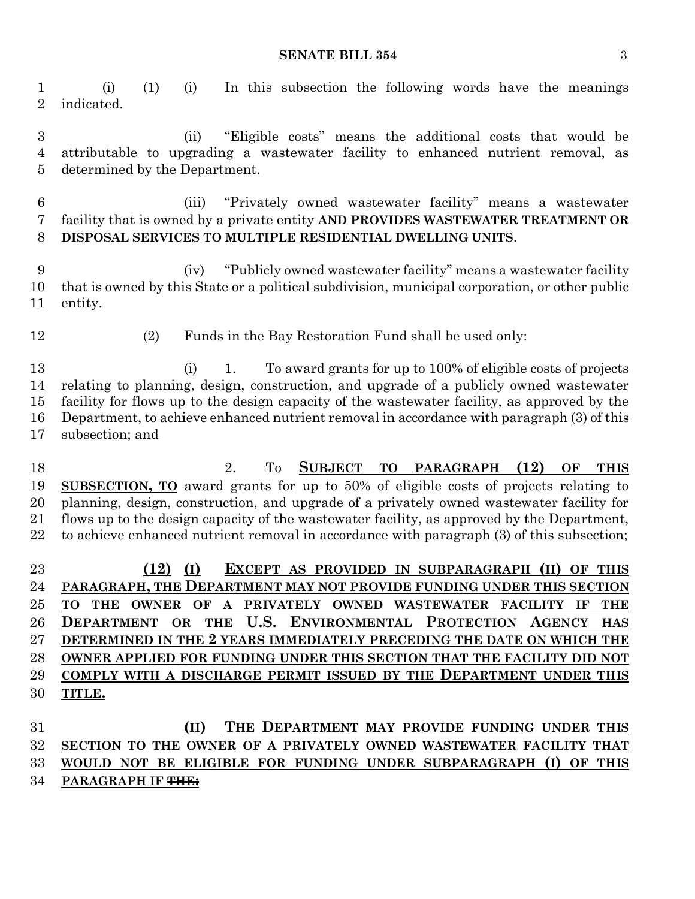(i) (1) (i) In this subsection the following words have the meanings indicated.

(ii) "Eligible costs" means the additional costs that would be attributable to upgrading a wastewater facility to enhanced nutrient removal, as determined by the Department.

(iii) "Privately owned wastewater facility" means a wastewater facility that is owned by a private entity **AND PROVIDES WASTEWATER TREATMENT OR DISPOSAL SERVICES TO MULTIPLE RESIDENTIAL DWELLING UNITS**.

(iv) "Publicly owned wastewater facility" means a wastewater facility that is owned by this State or a political subdivision, municipal corporation, or other public entity.

(2) Funds in the Bay Restoration Fund shall be used only:

(i) 1. To award grants for up to 100% of eligible costs of projects relating to planning, design, construction, and upgrade of a publicly owned wastewater facility for flows up to the design capacity of the wastewater facility, as approved by the Department, to achieve enhanced nutrient removal in accordance with paragraph (3) of this subsection; and

2. ~~To~~ **SUBJECT TO PARAGRAPH (12) OF THIS SUBSECTION, TO** award grants for up to 50% of eligible costs of projects relating to planning, design, construction, and upgrade of a privately owned wastewater facility for flows up to the design capacity of the wastewater facility, as approved by the Department, to achieve enhanced nutrient removal in accordance with paragraph (3) of this subsection;

**(12) (I) EXCEPT AS PROVIDED IN SUBPARAGRAPH (II) OF THIS PARAGRAPH, THE DEPARTMENT MAY NOT PROVIDE FUNDING UNDER THIS SECTION TO THE OWNER OF A PRIVATELY OWNED WASTEWATER FACILITY IF THE DEPARTMENT OR THE U.S. ENVIRONMENTAL PROTECTION AGENCY HAS DETERMINED IN THE 2 YEARS IMMEDIATELY PRECEDING THE DATE ON WHICH THE OWNER APPLIED FOR FUNDING UNDER THIS SECTION THAT THE FACILITY DID NOT COMPLY WITH A DISCHARGE PERMIT ISSUED BY THE DEPARTMENT UNDER THIS TITLE.**

**(II) THE DEPARTMENT MAY PROVIDE FUNDING UNDER THIS SECTION TO THE OWNER OF A PRIVATELY OWNED WASTEWATER FACILITY THAT WOULD NOT BE ELIGIBLE FOR FUNDING UNDER SUBPARAGRAPH (I) OF THIS PARAGRAPH IF ~~THE:~~**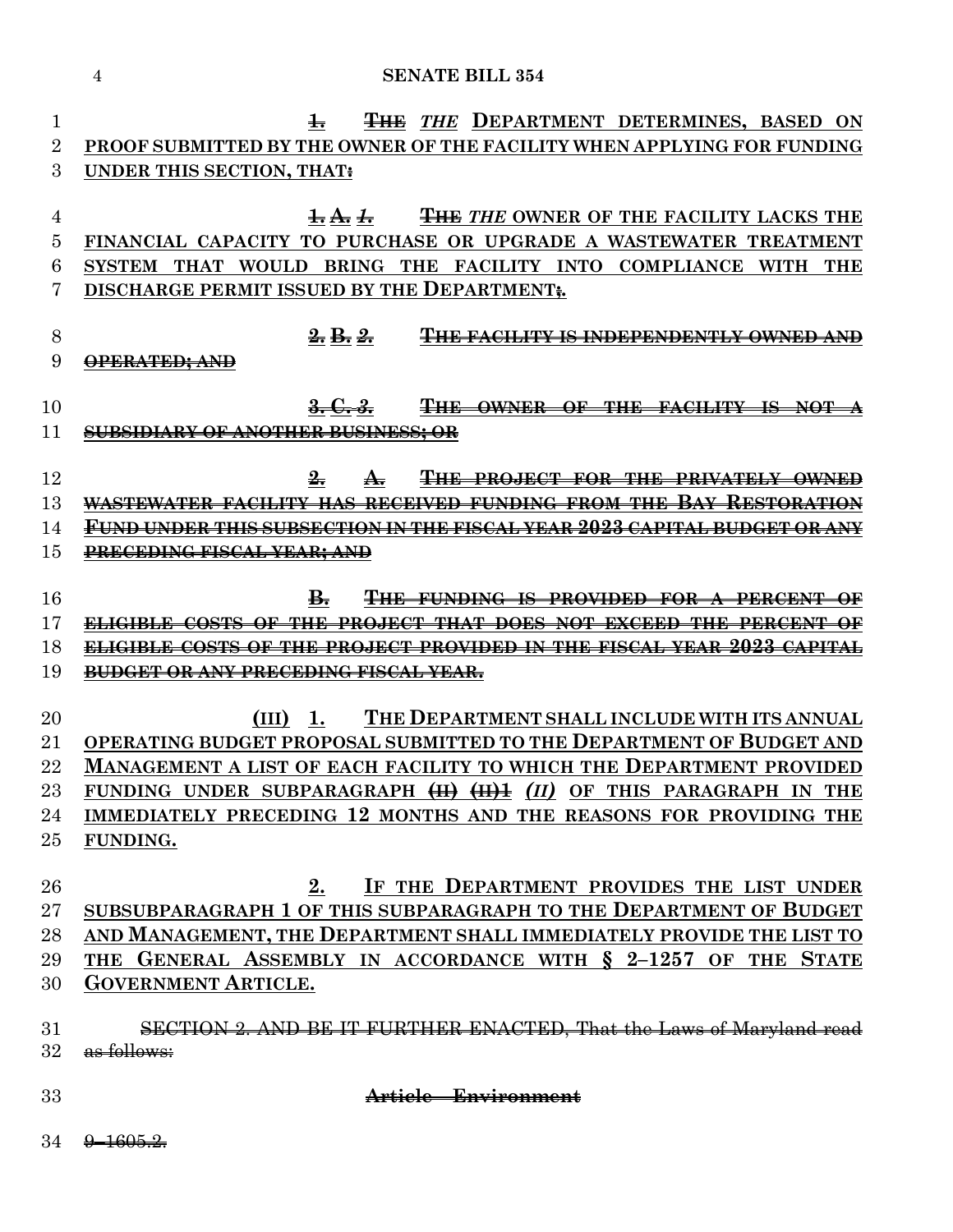1. ~~THE~~ *THE* DEPARTMENT DETERMINES, BASED ON PROOF SUBMITTED BY THE OWNER OF THE FACILITY WHEN APPLYING FOR FUNDING UNDER THIS SECTION, THAT~~:~~

~~1.~~ ~~A.~~ ~~*1.*~~ ~~THE~~ *THE* OWNER OF THE FACILITY LACKS THE FINANCIAL CAPACITY TO PURCHASE OR UPGRADE A WASTEWATER TREATMENT SYSTEM THAT WOULD BRING THE FACILITY INTO COMPLIANCE WITH THE DISCHARGE PERMIT ISSUED BY THE DEPARTMENT~~;~~.

~~2. B. *2.* THE FACILITY IS INDEPENDENTLY OWNED AND OPERATED; AND~~

~~3. C. *3.* THE OWNER OF THE FACILITY IS NOT A SUBSIDIARY OF ANOTHER BUSINESS; OR~~

~~2. A. THE PROJECT FOR THE PRIVATELY OWNED WASTEWATER FACILITY HAS RECEIVED FUNDING FROM THE BAY RESTORATION FUND UNDER THIS SUBSECTION IN THE FISCAL YEAR 2023 CAPITAL BUDGET OR ANY PRECEDING FISCAL YEAR; AND~~

~~B. THE FUNDING IS PROVIDED FOR A PERCENT OF ELIGIBLE COSTS OF THE PROJECT THAT DOES NOT EXCEED THE PERCENT OF ELIGIBLE COSTS OF THE PROJECT PROVIDED IN THE FISCAL YEAR 2023 CAPITAL BUDGET OR ANY PRECEDING FISCAL YEAR.~~

(III) 1. THE DEPARTMENT SHALL INCLUDE WITH ITS ANNUAL OPERATING BUDGET PROPOSAL SUBMITTED TO THE DEPARTMENT OF BUDGET AND MANAGEMENT A LIST OF EACH FACILITY TO WHICH THE DEPARTMENT PROVIDED FUNDING UNDER SUBPARAGRAPH ~~(II)~~ ~~(II)1~~ *(II)* OF THIS PARAGRAPH IN THE IMMEDIATELY PRECEDING 12 MONTHS AND THE REASONS FOR PROVIDING THE FUNDING.

2. IF THE DEPARTMENT PROVIDES THE LIST UNDER SUBSUBPARAGRAPH 1 OF THIS SUBPARAGRAPH TO THE DEPARTMENT OF BUDGET AND MANAGEMENT, THE DEPARTMENT SHALL IMMEDIATELY PROVIDE THE LIST TO THE GENERAL ASSEMBLY IN ACCORDANCE WITH § 2–1257 OF THE STATE GOVERNMENT ARTICLE.

~~SECTION 2. AND BE IT FURTHER ENACTED, That the Laws of Maryland read as follows:~~

~~**Article – Environment**~~

~~9–1605.2.~~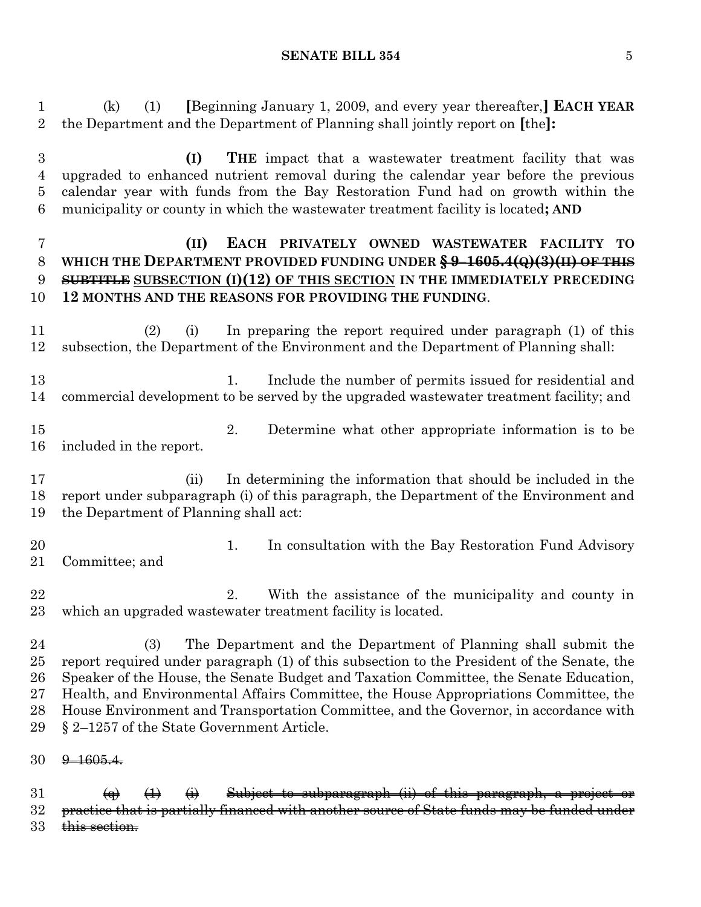(k) (1) [Beginning January 1, 2009, and every year thereafter,] **EACH YEAR** the Department and the Department of Planning shall jointly report on [the]**:**

**(I) THE** impact that a wastewater treatment facility that was upgraded to enhanced nutrient removal during the calendar year before the previous calendar year with funds from the Bay Restoration Fund had on growth within the municipality or county in which the wastewater treatment facility is located**; AND**

**(II) EACH PRIVATELY OWNED WASTEWATER FACILITY TO WHICH THE DEPARTMENT PROVIDED FUNDING UNDER ~~§ 9–1605.4(Q)(3)(II) OF THIS SUBTITLE~~ SUBSECTION (I)(12) OF THIS SECTION IN THE IMMEDIATELY PRECEDING 12 MONTHS AND THE REASONS FOR PROVIDING THE FUNDING**.

(2) (i) In preparing the report required under paragraph (1) of this subsection, the Department of the Environment and the Department of Planning shall:

1. Include the number of permits issued for residential and commercial development to be served by the upgraded wastewater treatment facility; and

2. Determine what other appropriate information is to be included in the report.

(ii) In determining the information that should be included in the report under subparagraph (i) of this paragraph, the Department of the Environment and the Department of Planning shall act:

1. In consultation with the Bay Restoration Fund Advisory Committee; and

2. With the assistance of the municipality and county in which an upgraded wastewater treatment facility is located.

(3) The Department and the Department of Planning shall submit the report required under paragraph (1) of this subsection to the President of the Senate, the Speaker of the House, the Senate Budget and Taxation Committee, the Senate Education, Health, and Environmental Affairs Committee, the House Appropriations Committee, the House Environment and Transportation Committee, and the Governor, in accordance with § 2–1257 of the State Government Article.

~~9–1605.4.~~

~~(q) (1) (i) Subject to subparagraph (ii) of this paragraph, a project or practice that is partially financed with another source of State funds may be funded under this section.~~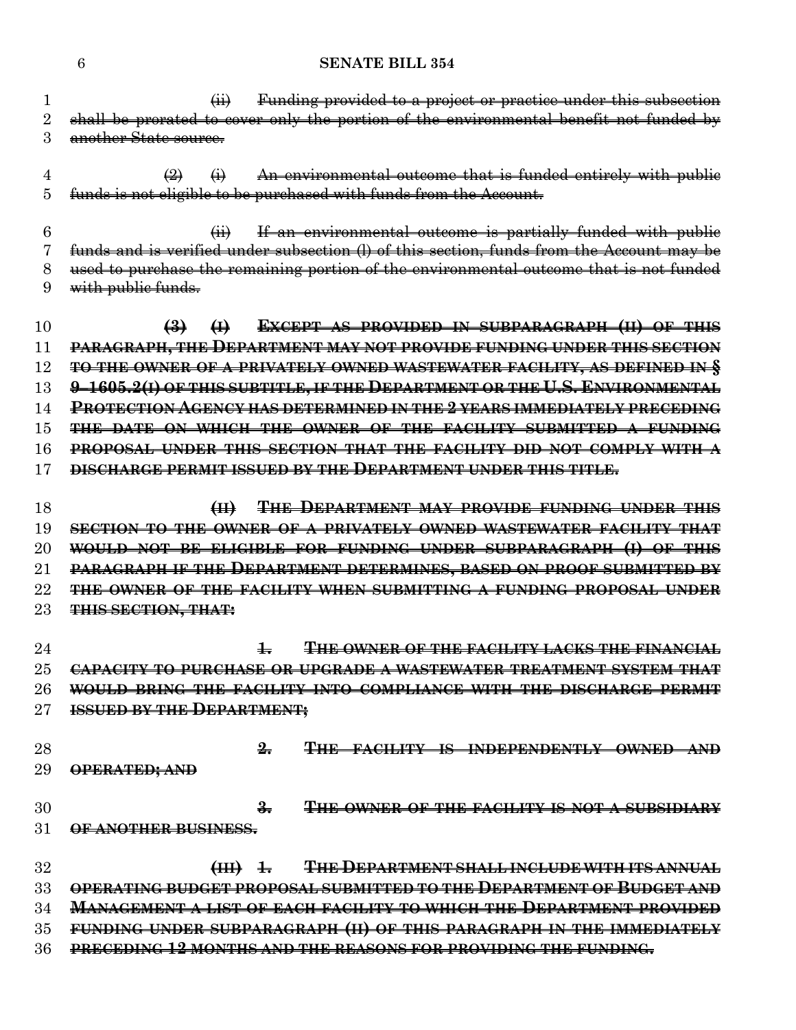~~(ii) Funding provided to a project or practice under this subsection shall be prorated to cover only the portion of the environmental benefit not funded by another State source.~~

~~(2) (i) An environmental outcome that is funded entirely with public funds is not eligible to be purchased with funds from the Account.~~

~~(ii) If an environmental outcome is partially funded with public funds and is verified under subsection (l) of this section, funds from the Account may be used to purchase the remaining portion of the environmental outcome that is not funded with public funds.~~

~~**(3) (I) EXCEPT AS PROVIDED IN SUBPARAGRAPH (II) OF THIS PARAGRAPH, THE DEPARTMENT MAY NOT PROVIDE FUNDING UNDER THIS SECTION TO THE OWNER OF A PRIVATELY OWNED WASTEWATER FACILITY, AS DEFINED IN § 9–1605.2(I) OF THIS SUBTITLE, IF THE DEPARTMENT OR THE U.S. ENVIRONMENTAL PROTECTION AGENCY HAS DETERMINED IN THE 2 YEARS IMMEDIATELY PRECEDING THE DATE ON WHICH THE OWNER OF THE FACILITY SUBMITTED A FUNDING PROPOSAL UNDER THIS SECTION THAT THE FACILITY DID NOT COMPLY WITH A DISCHARGE PERMIT ISSUED BY THE DEPARTMENT UNDER THIS TITLE.**~~

~~**(II) THE DEPARTMENT MAY PROVIDE FUNDING UNDER THIS SECTION TO THE OWNER OF A PRIVATELY OWNED WASTEWATER FACILITY THAT WOULD NOT BE ELIGIBLE FOR FUNDING UNDER SUBPARAGRAPH (I) OF THIS PARAGRAPH IF THE DEPARTMENT DETERMINES, BASED ON PROOF SUBMITTED BY THE OWNER OF THE FACILITY WHEN SUBMITTING A FUNDING PROPOSAL UNDER THIS SECTION, THAT:**~~

~~**1. THE OWNER OF THE FACILITY LACKS THE FINANCIAL CAPACITY TO PURCHASE OR UPGRADE A WASTEWATER TREATMENT SYSTEM THAT WOULD BRING THE FACILITY INTO COMPLIANCE WITH THE DISCHARGE PERMIT ISSUED BY THE DEPARTMENT;**~~

~~**2. THE FACILITY IS INDEPENDENTLY OWNED AND OPERATED; AND**~~

~~**3. THE OWNER OF THE FACILITY IS NOT A SUBSIDIARY OF ANOTHER BUSINESS.**~~

~~**(III) 1. THE DEPARTMENT SHALL INCLUDE WITH ITS ANNUAL OPERATING BUDGET PROPOSAL SUBMITTED TO THE DEPARTMENT OF BUDGET AND MANAGEMENT A LIST OF EACH FACILITY TO WHICH THE DEPARTMENT PROVIDED FUNDING UNDER SUBPARAGRAPH (II) OF THIS PARAGRAPH IN THE IMMEDIATELY PRECEDING 12 MONTHS AND THE REASONS FOR PROVIDING THE FUNDING.**~~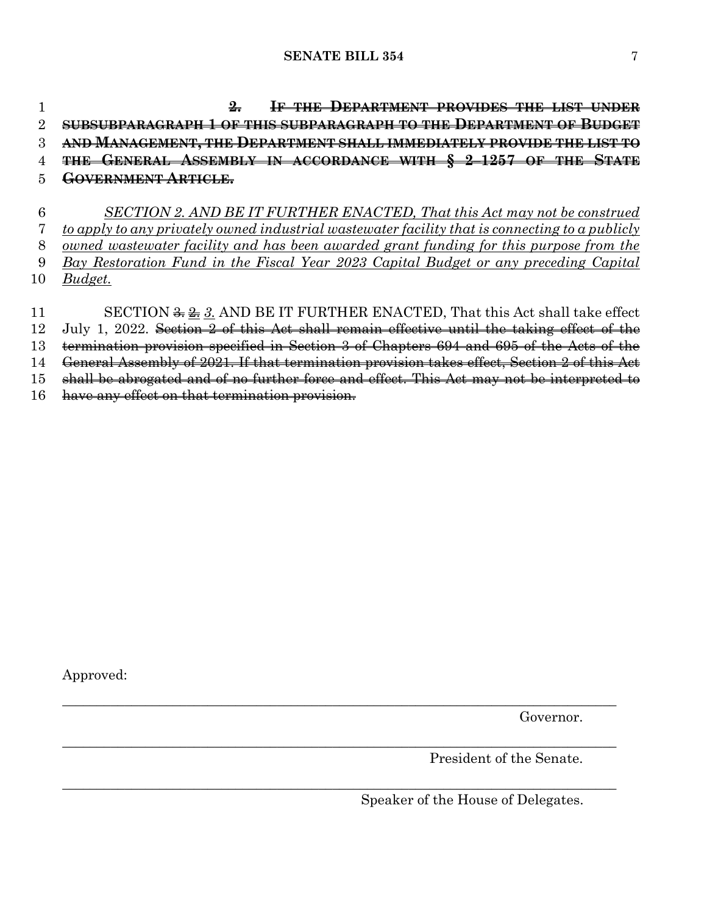~~**2. IF THE DEPARTMENT PROVIDES THE LIST UNDER SUBSUBPARAGRAPH 1 OF THIS SUBPARAGRAPH TO THE DEPARTMENT OF BUDGET AND MANAGEMENT, THE DEPARTMENT SHALL IMMEDIATELY PROVIDE THE LIST TO THE GENERAL ASSEMBLY IN ACCORDANCE WITH § 2–1257 OF THE STATE GOVERNMENT ARTICLE.**~~

*SECTION 2. AND BE IT FURTHER ENACTED, That this Act may not be construed to apply to any privately owned industrial wastewater facility that is connecting to a publicly owned wastewater facility and has been awarded grant funding for this purpose from the Bay Restoration Fund in the Fiscal Year 2023 Capital Budget or any preceding Capital Budget.*

SECTION ~~3.~~ ~~2.~~ *3.* AND BE IT FURTHER ENACTED, That this Act shall take effect July 1, 2022. ~~Section 2 of this Act shall remain effective until the taking effect of the termination provision specified in Section 3 of Chapters 694 and 695 of the Acts of the General Assembly of 2021. If that termination provision takes effect, Section 2 of this Act shall be abrogated and of no further force and effect. This Act may not be interpreted to have any effect on that termination provision.~~

Approved:

\_\_\_\_\_\_\_\_\_\_\_\_\_\_\_\_\_\_\_\_\_\_\_\_\_\_\_\_\_\_\_\_\_\_\_\_\_\_\_\_
Governor.

\_\_\_\_\_\_\_\_\_\_\_\_\_\_\_\_\_\_\_\_\_\_\_\_\_\_\_\_\_\_\_\_\_\_\_\_\_\_\_\_
President of the Senate.

\_\_\_\_\_\_\_\_\_\_\_\_\_\_\_\_\_\_\_\_\_\_\_\_\_\_\_\_\_\_\_\_\_\_\_\_\_\_\_\_
Speaker of the House of Delegates.